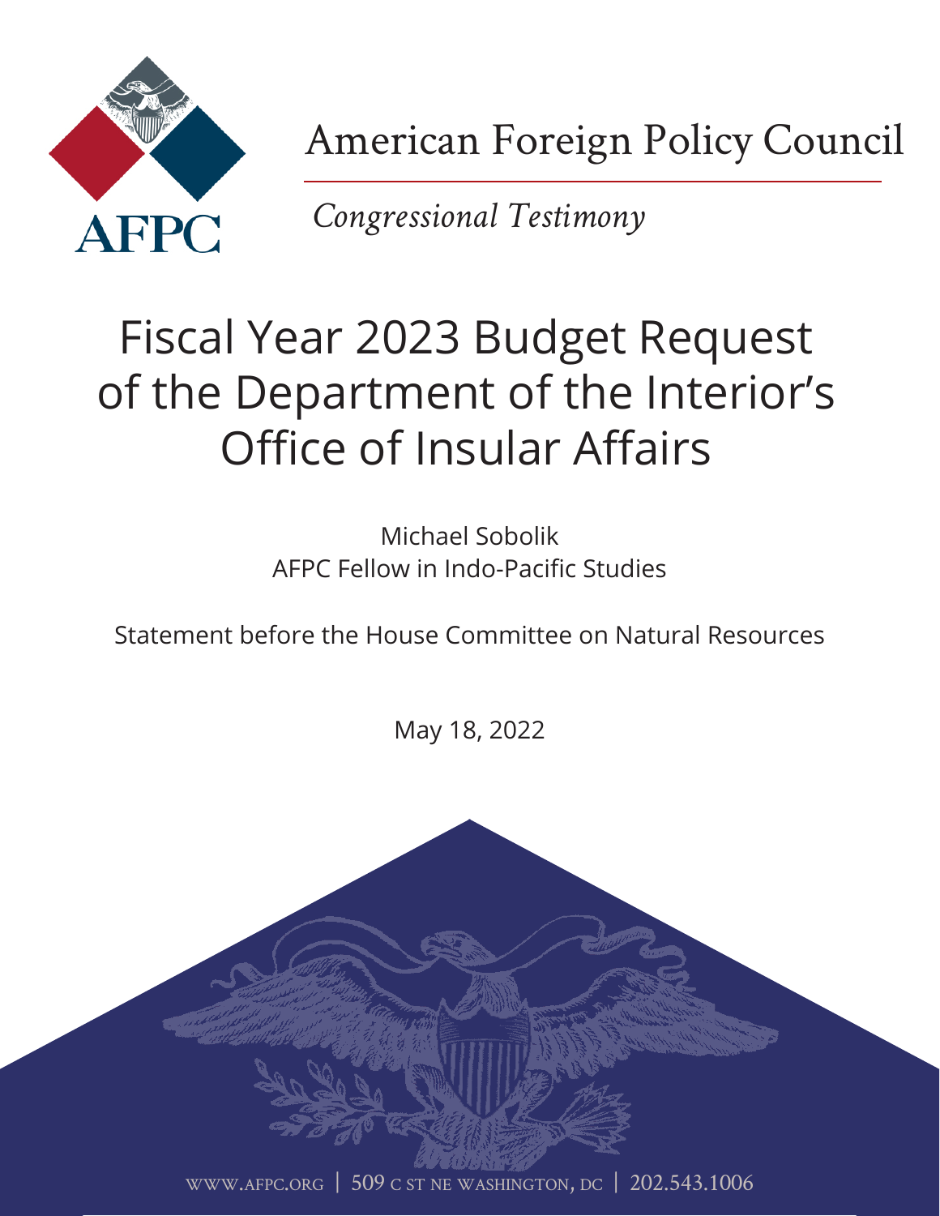AFPC

American Foreign Policy Council

*Congressional Testimony*

# Fiscal Year 2023 Budget Request of the Department of the Interior's Office of Insular Affairs

Michael Sobolik
AFPC Fellow in Indo-Pacific Studies

Statement before the House Committee on Natural Resources

May 18, 2022

WWW.AFPC.ORG | 509 C ST NE WASHINGTON, DC | 202.543.1006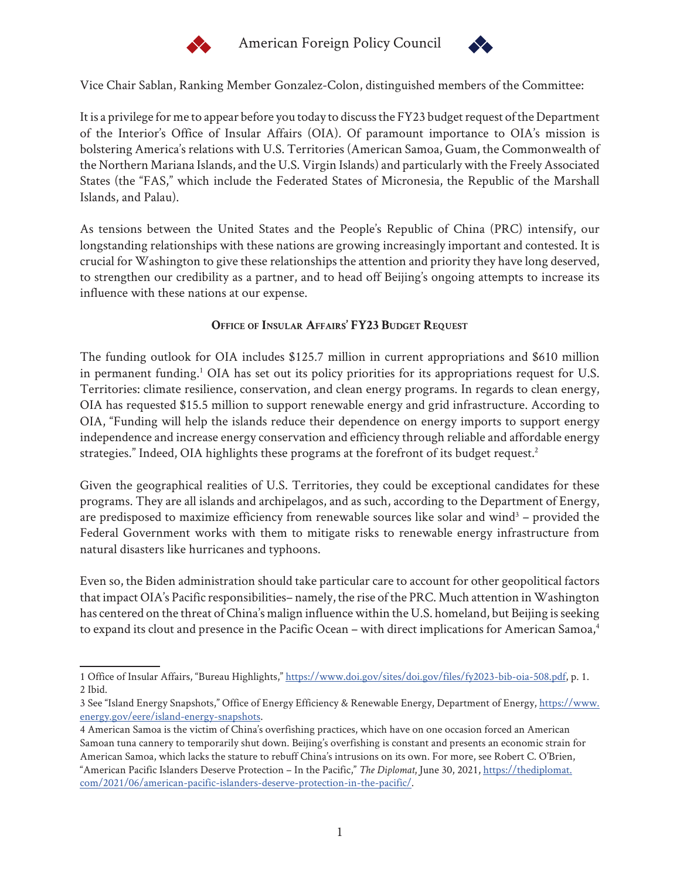Vice Chair Sablan, Ranking Member Gonzalez-Colon, distinguished members of the Committee:

It is a privilege for me to appear before you today to discuss the FY23 budget request of the Department of the Interior's Office of Insular Affairs (OIA). Of paramount importance to OIA's mission is bolstering America's relations with U.S. Territories (American Samoa, Guam, the Commonwealth of the Northern Mariana Islands, and the U.S. Virgin Islands) and particularly with the Freely Associated States (the "FAS," which include the Federated States of Micronesia, the Republic of the Marshall Islands, and Palau).

As tensions between the United States and the People's Republic of China (PRC) intensify, our longstanding relationships with these nations are growing increasingly important and contested. It is crucial for Washington to give these relationships the attention and priority they have long deserved, to strengthen our credibility as a partner, and to head off Beijing's ongoing attempts to increase its influence with these nations at our expense.

## Office of Insular Affairs' FY23 Budget Request

The funding outlook for OIA includes $125.7 million in current appropriations and $610 million in permanent funding.[1] OIA has set out its policy priorities for its appropriations request for U.S. Territories: climate resilience, conservation, and clean energy programs. In regards to clean energy, OIA has requested $15.5 million to support renewable energy and grid infrastructure. According to OIA, "Funding will help the islands reduce their dependence on energy imports to support energy independence and increase energy conservation and efficiency through reliable and affordable energy strategies." Indeed, OIA highlights these programs at the forefront of its budget request.[2]

Given the geographical realities of U.S. Territories, they could be exceptional candidates for these programs. They are all islands and archipelagos, and as such, according to the Department of Energy, are predisposed to maximize efficiency from renewable sources like solar and wind[3] – provided the Federal Government works with them to mitigate risks to renewable energy infrastructure from natural disasters like hurricanes and typhoons.

Even so, the Biden administration should take particular care to account for other geopolitical factors that impact OIA's Pacific responsibilities– namely, the rise of the PRC. Much attention in Washington has centered on the threat of China's malign influence within the U.S. homeland, but Beijing is seeking to expand its clout and presence in the Pacific Ocean – with direct implications for American Samoa,[4]

---

1 Office of Insular Affairs, "Bureau Highlights," https://www.doi.gov/sites/doi.gov/files/fy2023-bib-oia-508.pdf, p. 1.

2 Ibid.

3 See "Island Energy Snapshots," Office of Energy Efficiency & Renewable Energy, Department of Energy, https://www.energy.gov/eere/island-energy-snapshots.

4 American Samoa is the victim of China's overfishing practices, which have on one occasion forced an American Samoan tuna cannery to temporarily shut down. Beijing's overfishing is constant and presents an economic strain for American Samoa, which lacks the stature to rebuff China's intrusions on its own. For more, see Robert C. O'Brien, "American Pacific Islanders Deserve Protection – In the Pacific," *The Diplomat*, June 30, 2021, https://thediplomat.com/2021/06/american-pacific-islanders-deserve-protection-in-the-pacific/.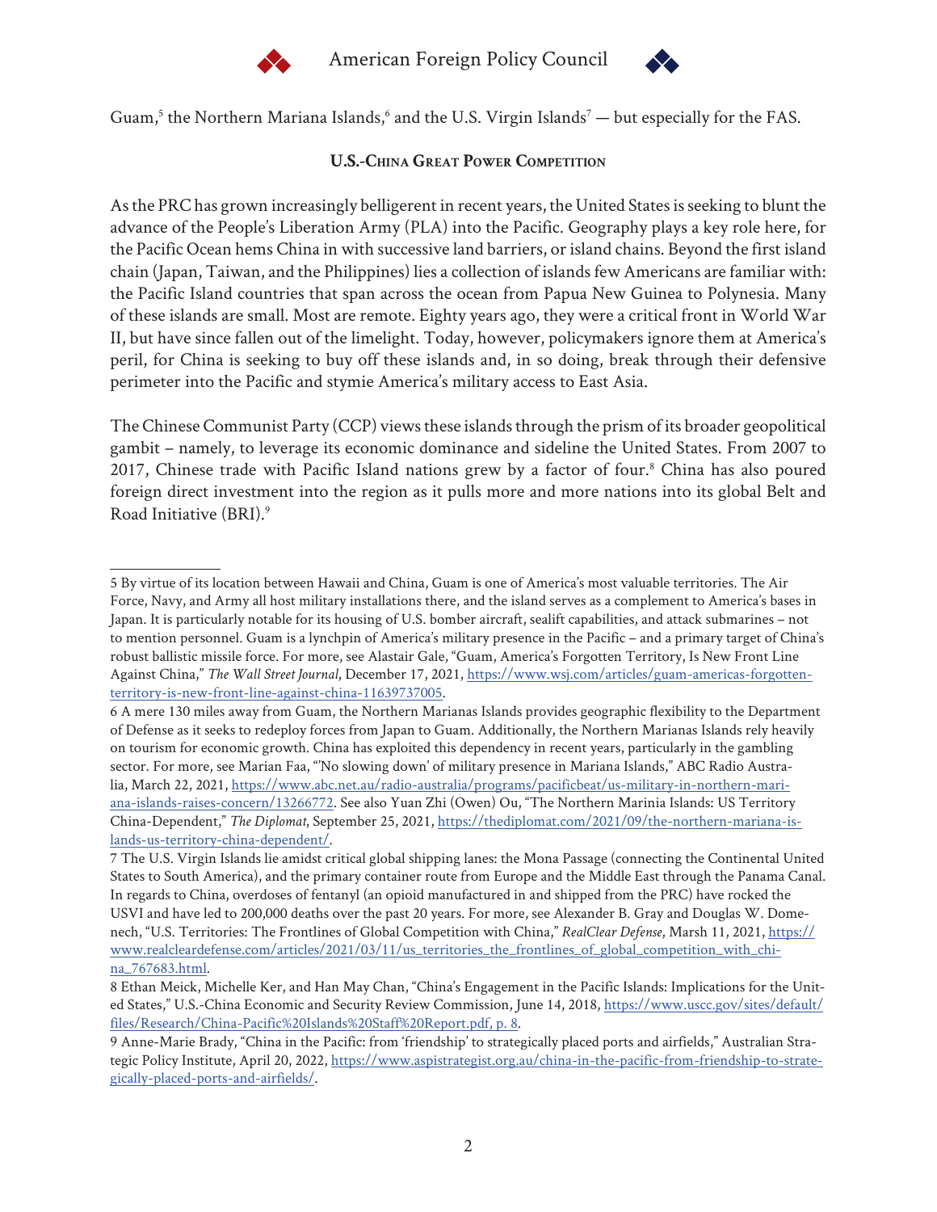Guam,[5] the Northern Mariana Islands,[6] and the U.S. Virgin Islands[7] — but especially for the FAS.

## U.S.-China Great Power Competition

As the PRC has grown increasingly belligerent in recent years, the United States is seeking to blunt the advance of the People's Liberation Army (PLA) into the Pacific. Geography plays a key role here, for the Pacific Ocean hems China in with successive land barriers, or island chains. Beyond the first island chain (Japan, Taiwan, and the Philippines) lies a collection of islands few Americans are familiar with: the Pacific Island countries that span across the ocean from Papua New Guinea to Polynesia. Many of these islands are small. Most are remote. Eighty years ago, they were a critical front in World War II, but have since fallen out of the limelight. Today, however, policymakers ignore them at America's peril, for China is seeking to buy off these islands and, in so doing, break through their defensive perimeter into the Pacific and stymie America's military access to East Asia.

The Chinese Communist Party (CCP) views these islands through the prism of its broader geopolitical gambit – namely, to leverage its economic dominance and sideline the United States. From 2007 to 2017, Chinese trade with Pacific Island nations grew by a factor of four.[8] China has also poured foreign direct investment into the region as it pulls more and more nations into its global Belt and Road Initiative (BRI).[9]

---

5 By virtue of its location between Hawaii and China, Guam is one of America's most valuable territories. The Air Force, Navy, and Army all host military installations there, and the island serves as a complement to America's bases in Japan. It is particularly notable for its housing of U.S. bomber aircraft, sealift capabilities, and attack submarines – not to mention personnel. Guam is a lynchpin of America's military presence in the Pacific – and a primary target of China's robust ballistic missile force. For more, see Alastair Gale, "Guam, America's Forgotten Territory, Is New Front Line Against China," *The Wall Street Journal*, December 17, 2021, https://www.wsj.com/articles/guam-americas-forgotten-territory-is-new-front-line-against-china-11639737005.

6 A mere 130 miles away from Guam, the Northern Marianas Islands provides geographic flexibility to the Department of Defense as it seeks to redeploy forces from Japan to Guam. Additionally, the Northern Marianas Islands rely heavily on tourism for economic growth. China has exploited this dependency in recent years, particularly in the gambling sector. For more, see Marian Faa, "'No slowing down' of military presence in Mariana Islands," ABC Radio Australia, March 22, 2021, https://www.abc.net.au/radio-australia/programs/pacificbeat/us-military-in-northern-mariana-islands-raises-concern/13266772. See also Yuan Zhi (Owen) Ou, "The Northern Marinia Islands: US Territory China-Dependent," *The Diplomat*, September 25, 2021, https://thediplomat.com/2021/09/the-northern-mariana-islands-us-territory-china-dependent/.

7 The U.S. Virgin Islands lie amidst critical global shipping lanes: the Mona Passage (connecting the Continental United States to South America), and the primary container route from Europe and the Middle East through the Panama Canal. In regards to China, overdoses of fentanyl (an opioid manufactured in and shipped from the PRC) have rocked the USVI and have led to 200,000 deaths over the past 20 years. For more, see Alexander B. Gray and Douglas W. Domenech, "U.S. Territories: The Frontlines of Global Competition with China," *RealClear Defense*, Marsh 11, 2021, https://www.realcleardefense.com/articles/2021/03/11/us_territories_the_frontlines_of_global_competition_with_china_767683.html.

8 Ethan Meick, Michelle Ker, and Han May Chan, "China's Engagement in the Pacific Islands: Implications for the United States," U.S.-China Economic and Security Review Commission, June 14, 2018, https://www.uscc.gov/sites/default/files/Research/China-Pacific%20Islands%20Staff%20Report.pdf, p. 8.

9 Anne-Marie Brady, "China in the Pacific: from 'friendship' to strategically placed ports and airfields," Australian Strategic Policy Institute, April 20, 2022, https://www.aspistrategist.org.au/china-in-the-pacific-from-friendship-to-strategically-placed-ports-and-airfields/.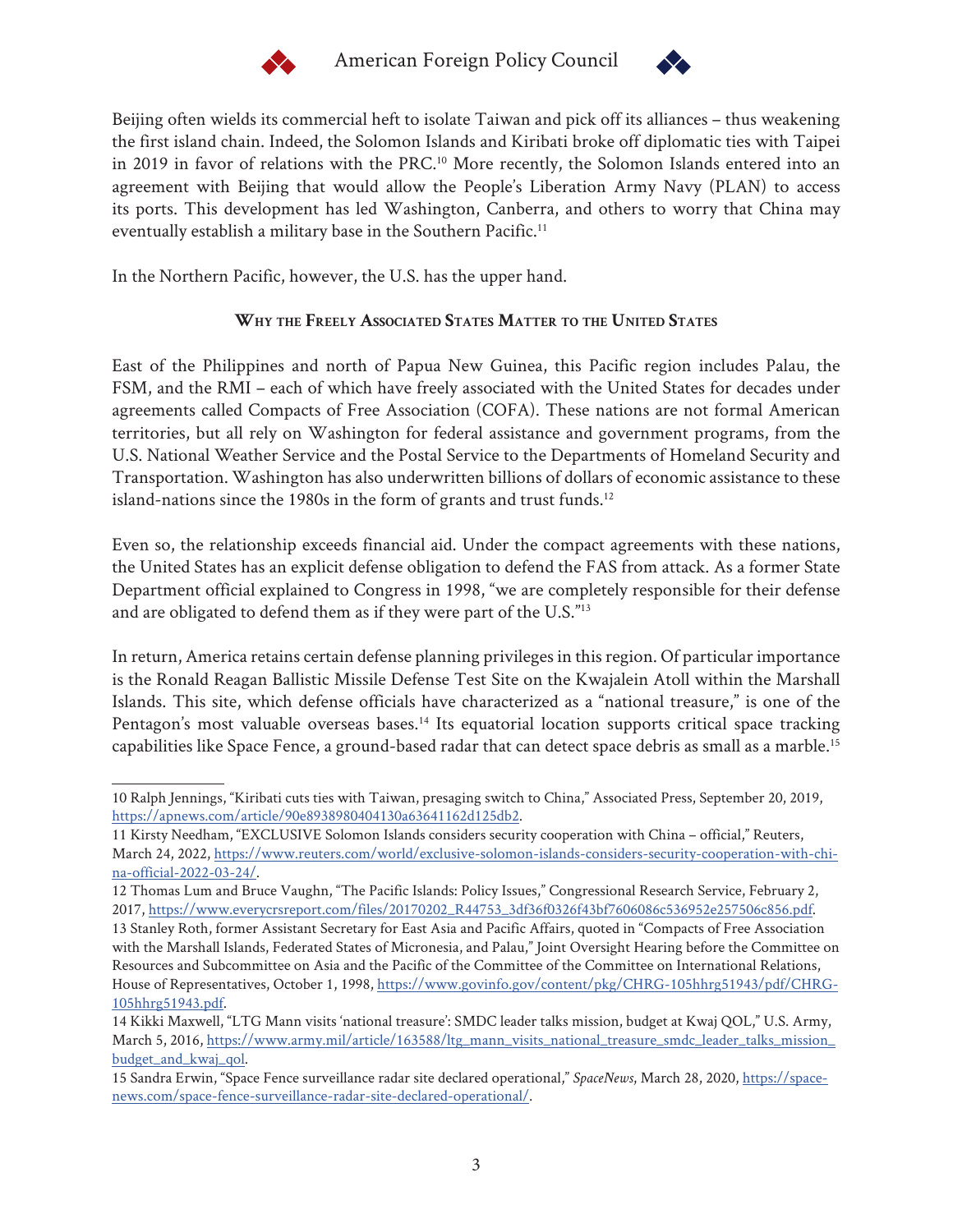Beijing often wields its commercial heft to isolate Taiwan and pick off its alliances – thus weakening the first island chain. Indeed, the Solomon Islands and Kiribati broke off diplomatic ties with Taipei in 2019 in favor of relations with the PRC.[10] More recently, the Solomon Islands entered into an agreement with Beijing that would allow the People's Liberation Army Navy (PLAN) to access its ports. This development has led Washington, Canberra, and others to worry that China may eventually establish a military base in the Southern Pacific.[11]

In the Northern Pacific, however, the U.S. has the upper hand.

### Why the Freely Associated States Matter to the United States

East of the Philippines and north of Papua New Guinea, this Pacific region includes Palau, the FSM, and the RMI – each of which have freely associated with the United States for decades under agreements called Compacts of Free Association (COFA). These nations are not formal American territories, but all rely on Washington for federal assistance and government programs, from the U.S. National Weather Service and the Postal Service to the Departments of Homeland Security and Transportation. Washington has also underwritten billions of dollars of economic assistance to these island-nations since the 1980s in the form of grants and trust funds.[12]

Even so, the relationship exceeds financial aid. Under the compact agreements with these nations, the United States has an explicit defense obligation to defend the FAS from attack. As a former State Department official explained to Congress in 1998, "we are completely responsible for their defense and are obligated to defend them as if they were part of the U.S."[13]

In return, America retains certain defense planning privileges in this region. Of particular importance is the Ronald Reagan Ballistic Missile Defense Test Site on the Kwajalein Atoll within the Marshall Islands. This site, which defense officials have characterized as a "national treasure," is one of the Pentagon's most valuable overseas bases.[14] Its equatorial location supports critical space tracking capabilities like Space Fence, a ground-based radar that can detect space debris as small as a marble.[15]

---

10 Ralph Jennings, "Kiribati cuts ties with Taiwan, presaging switch to China," Associated Press, September 20, 2019, https://apnews.com/article/90e8938980404130a63641162d125db2.

11 Kirsty Needham, "EXCLUSIVE Solomon Islands considers security cooperation with China – official," Reuters, March 24, 2022, https://www.reuters.com/world/exclusive-solomon-islands-considers-security-cooperation-with-china-official-2022-03-24/.

12 Thomas Lum and Bruce Vaughn, "The Pacific Islands: Policy Issues," Congressional Research Service, February 2, 2017, https://www.everycrsreport.com/files/20170202_R44753_3df36f0326f43bf7606086c536952e257506c856.pdf.

13 Stanley Roth, former Assistant Secretary for East Asia and Pacific Affairs, quoted in "Compacts of Free Association with the Marshall Islands, Federated States of Micronesia, and Palau," Joint Oversight Hearing before the Committee on Resources and Subcommittee on Asia and the Pacific of the Committee of the Committee on International Relations, House of Representatives, October 1, 1998, https://www.govinfo.gov/content/pkg/CHRG-105hhrg51943/pdf/CHRG-105hhrg51943.pdf.

14 Kikki Maxwell, "LTG Mann visits 'national treasure': SMDC leader talks mission, budget at Kwaj QOL," U.S. Army, March 5, 2016, https://www.army.mil/article/163588/ltg_mann_visits_national_treasure_smdc_leader_talks_mission_budget_and_kwaj_qol.

15 Sandra Erwin, "Space Fence surveillance radar site declared operational," *SpaceNews*, March 28, 2020, https://spacenews.com/space-fence-surveillance-radar-site-declared-operational/.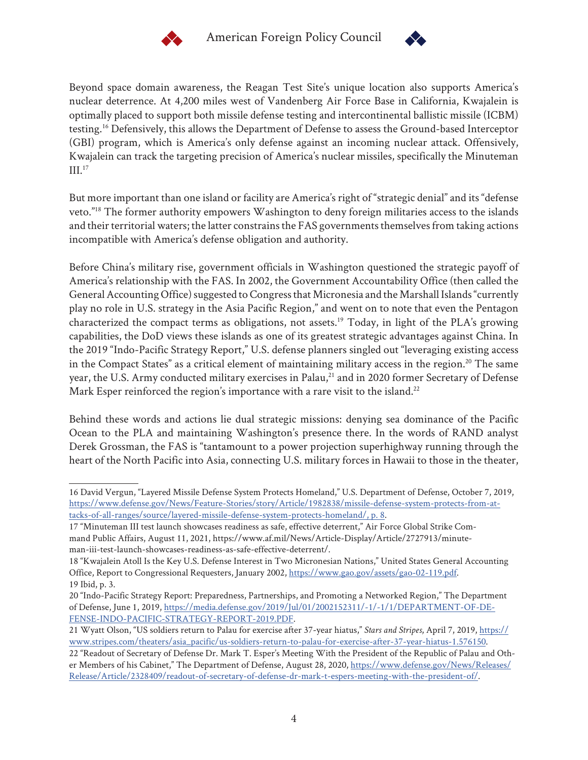Beyond space domain awareness, the Reagan Test Site's unique location also supports America's nuclear deterrence. At 4,200 miles west of Vandenberg Air Force Base in California, Kwajalein is optimally placed to support both missile defense testing and intercontinental ballistic missile (ICBM) testing.[16] Defensively, this allows the Department of Defense to assess the Ground-based Interceptor (GBI) program, which is America's only defense against an incoming nuclear attack. Offensively, Kwajalein can track the targeting precision of America's nuclear missiles, specifically the Minuteman III.[17]

But more important than one island or facility are America's right of "strategic denial" and its "defense veto."[18] The former authority empowers Washington to deny foreign militaries access to the islands and their territorial waters; the latter constrains the FAS governments themselves from taking actions incompatible with America's defense obligation and authority.

Before China's military rise, government officials in Washington questioned the strategic payoff of America's relationship with the FAS. In 2002, the Government Accountability Office (then called the General Accounting Office) suggested to Congress that Micronesia and the Marshall Islands "currently play no role in U.S. strategy in the Asia Pacific Region," and went on to note that even the Pentagon characterized the compact terms as obligations, not assets.[19] Today, in light of the PLA's growing capabilities, the DoD views these islands as one of its greatest strategic advantages against China. In the 2019 "Indo-Pacific Strategy Report," U.S. defense planners singled out "leveraging existing access in the Compact States" as a critical element of maintaining military access in the region.[20] The same year, the U.S. Army conducted military exercises in Palau,[21] and in 2020 former Secretary of Defense Mark Esper reinforced the region's importance with a rare visit to the island.[22]

Behind these words and actions lie dual strategic missions: denying sea dominance of the Pacific Ocean to the PLA and maintaining Washington's presence there. In the words of RAND analyst Derek Grossman, the FAS is "tantamount to a power projection superhighway running through the heart of the North Pacific into Asia, connecting U.S. military forces in Hawaii to those in the theater,

---

16 David Vergun, "Layered Missile Defense System Protects Homeland," U.S. Department of Defense, October 7, 2019, https://www.defense.gov/News/Feature-Stories/story/Article/1982838/missile-defense-system-protects-from-attacks-of-all-ranges/source/layered-missile-defense-system-protects-homeland/, p. 8.

17 "Minuteman III test launch showcases readiness as safe, effective deterrent," Air Force Global Strike Command Public Affairs, August 11, 2021, https://www.af.mil/News/Article-Display/Article/2727913/minuteman-iii-test-launch-showcases-readiness-as-safe-effective-deterrent/.

18 "Kwajalein Atoll Is the Key U.S. Defense Interest in Two Micronesian Nations," United States General Accounting Office, Report to Congressional Requesters, January 2002, https://www.gao.gov/assets/gao-02-119.pdf.

19 Ibid, p. 3.

20 "Indo-Pacific Strategy Report: Preparedness, Partnerships, and Promoting a Networked Region," The Department of Defense, June 1, 2019, https://media.defense.gov/2019/Jul/01/2002152311/-1/-1/1/DEPARTMENT-OF-DEFENSE-INDO-PACIFIC-STRATEGY-REPORT-2019.PDF.

21 Wyatt Olson, "US soldiers return to Palau for exercise after 37-year hiatus," *Stars and Stripes*, April 7, 2019, https://www.stripes.com/theaters/asia_pacific/us-soldiers-return-to-palau-for-exercise-after-37-year-hiatus-1.576150.

22 "Readout of Secretary of Defense Dr. Mark T. Esper's Meeting With the President of the Republic of Palau and Other Members of his Cabinet," The Department of Defense, August 28, 2020, https://www.defense.gov/News/Releases/Release/Article/2328409/readout-of-secretary-of-defense-dr-mark-t-espers-meeting-with-the-president-of/.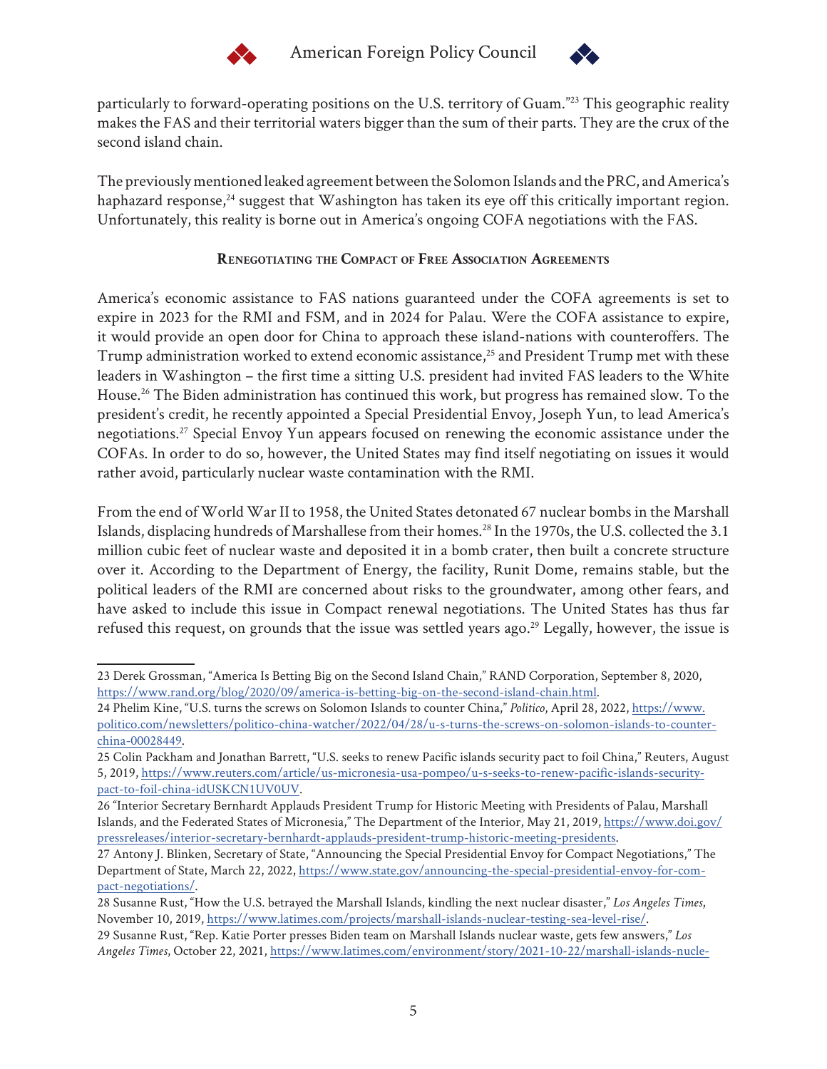particularly to forward-operating positions on the U.S. territory of Guam."[23] This geographic reality makes the FAS and their territorial waters bigger than the sum of their parts. They are the crux of the second island chain.

The previously mentioned leaked agreement between the Solomon Islands and the PRC, and America's haphazard response,[24] suggest that Washington has taken its eye off this critically important region. Unfortunately, this reality is borne out in America's ongoing COFA negotiations with the FAS.

### Renegotiating the Compact of Free Association Agreements

America's economic assistance to FAS nations guaranteed under the COFA agreements is set to expire in 2023 for the RMI and FSM, and in 2024 for Palau. Were the COFA assistance to expire, it would provide an open door for China to approach these island-nations with counteroffers. The Trump administration worked to extend economic assistance,[25] and President Trump met with these leaders in Washington – the first time a sitting U.S. president had invited FAS leaders to the White House.[26] The Biden administration has continued this work, but progress has remained slow. To the president's credit, he recently appointed a Special Presidential Envoy, Joseph Yun, to lead America's negotiations.[27] Special Envoy Yun appears focused on renewing the economic assistance under the COFAs. In order to do so, however, the United States may find itself negotiating on issues it would rather avoid, particularly nuclear waste contamination with the RMI.

From the end of World War II to 1958, the United States detonated 67 nuclear bombs in the Marshall Islands, displacing hundreds of Marshallese from their homes.[28] In the 1970s, the U.S. collected the 3.1 million cubic feet of nuclear waste and deposited it in a bomb crater, then built a concrete structure over it. According to the Department of Energy, the facility, Runit Dome, remains stable, but the political leaders of the RMI are concerned about risks to the groundwater, among other fears, and have asked to include this issue in Compact renewal negotiations. The United States has thus far refused this request, on grounds that the issue was settled years ago.[29] Legally, however, the issue is

---

23 Derek Grossman, "America Is Betting Big on the Second Island Chain," RAND Corporation, September 8, 2020, https://www.rand.org/blog/2020/09/america-is-betting-big-on-the-second-island-chain.html.

24 Phelim Kine, "U.S. turns the screws on Solomon Islands to counter China," *Politico*, April 28, 2022, https://www.politico.com/newsletters/politico-china-watcher/2022/04/28/u-s-turns-the-screws-on-solomon-islands-to-counter-china-00028449.

25 Colin Packham and Jonathan Barrett, "U.S. seeks to renew Pacific islands security pact to foil China," Reuters, August 5, 2019, https://www.reuters.com/article/us-micronesia-usa-pompeo/u-s-seeks-to-renew-pacific-islands-security-pact-to-foil-china-idUSKCN1UV0UV.

26 "Interior Secretary Bernhardt Applauds President Trump for Historic Meeting with Presidents of Palau, Marshall Islands, and the Federated States of Micronesia," The Department of the Interior, May 21, 2019, https://www.doi.gov/pressreleases/interior-secretary-bernhardt-applauds-president-trump-historic-meeting-presidents.

27 Antony J. Blinken, Secretary of State, "Announcing the Special Presidential Envoy for Compact Negotiations," The Department of State, March 22, 2022, https://www.state.gov/announcing-the-special-presidential-envoy-for-compact-negotiations/.

28 Susanne Rust, "How the U.S. betrayed the Marshall Islands, kindling the next nuclear disaster," *Los Angeles Times*, November 10, 2019, https://www.latimes.com/projects/marshall-islands-nuclear-testing-sea-level-rise/.

29 Susanne Rust, "Rep. Katie Porter presses Biden team on Marshall Islands nuclear waste, gets few answers," *Los Angeles Times*, October 22, 2021, https://www.latimes.com/environment/story/2021-10-22/marshall-islands-nucle-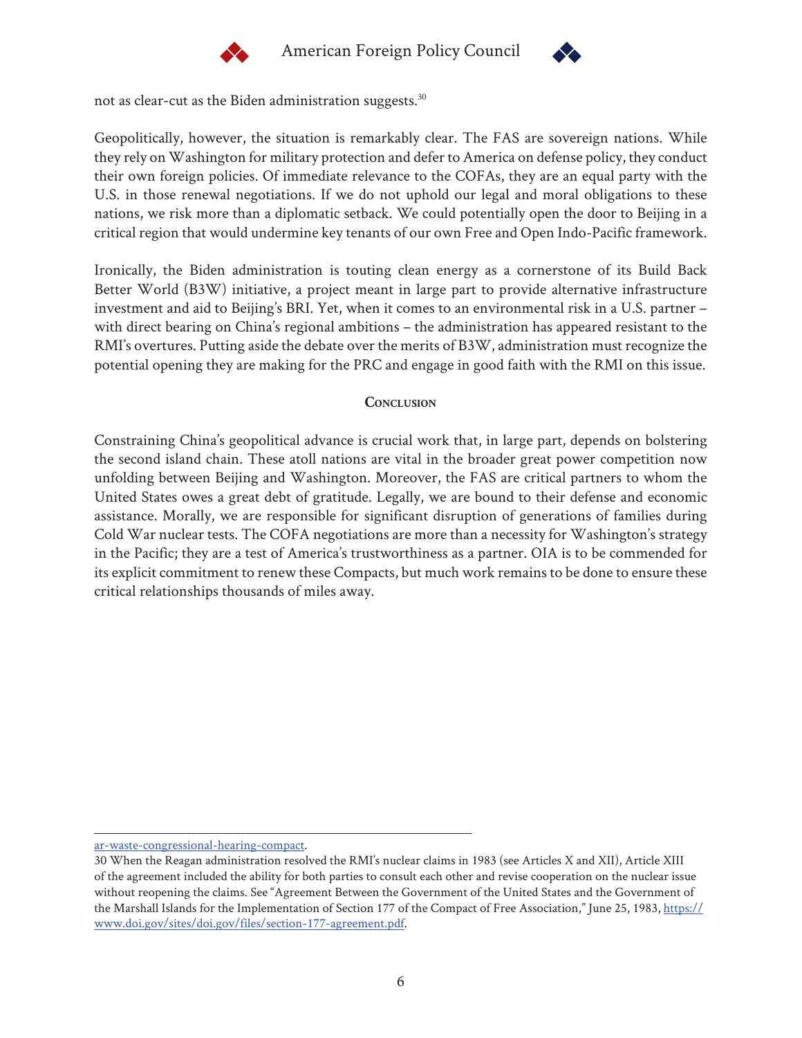not as clear-cut as the Biden administration suggests.[30]

Geopolitically, however, the situation is remarkably clear. The FAS are sovereign nations. While they rely on Washington for military protection and defer to America on defense policy, they conduct their own foreign policies. Of immediate relevance to the COFAs, they are an equal party with the U.S. in those renewal negotiations. If we do not uphold our legal and moral obligations to these nations, we risk more than a diplomatic setback. We could potentially open the door to Beijing in a critical region that would undermine key tenants of our own Free and Open Indo-Pacific framework.

Ironically, the Biden administration is touting clean energy as a cornerstone of its Build Back Better World (B3W) initiative, a project meant in large part to provide alternative infrastructure investment and aid to Beijing's BRI. Yet, when it comes to an environmental risk in a U.S. partner – with direct bearing on China's regional ambitions – the administration has appeared resistant to the RMI's overtures. Putting aside the debate over the merits of B3W, administration must recognize the potential opening they are making for the PRC and engage in good faith with the RMI on this issue.

## Conclusion

Constraining China's geopolitical advance is crucial work that, in large part, depends on bolstering the second island chain. These atoll nations are vital in the broader great power competition now unfolding between Beijing and Washington. Moreover, the FAS are critical partners to whom the United States owes a great debt of gratitude. Legally, we are bound to their defense and economic assistance. Morally, we are responsible for significant disruption of generations of families during Cold War nuclear tests. The COFA negotiations are more than a necessity for Washington's strategy in the Pacific; they are a test of America's trustworthiness as a partner. OIA is to be commended for its explicit commitment to renew these Compacts, but much work remains to be done to ensure these critical relationships thousands of miles away.

---

ar-waste-congressional-hearing-compact.

30 When the Reagan administration resolved the RMI's nuclear claims in 1983 (see Articles X and XII), Article XIII of the agreement included the ability for both parties to consult each other and revise cooperation on the nuclear issue without reopening the claims. See "Agreement Between the Government of the United States and the Government of the Marshall Islands for the Implementation of Section 177 of the Compact of Free Association," June 25, 1983, https://www.doi.gov/sites/doi.gov/files/section-177-agreement.pdf.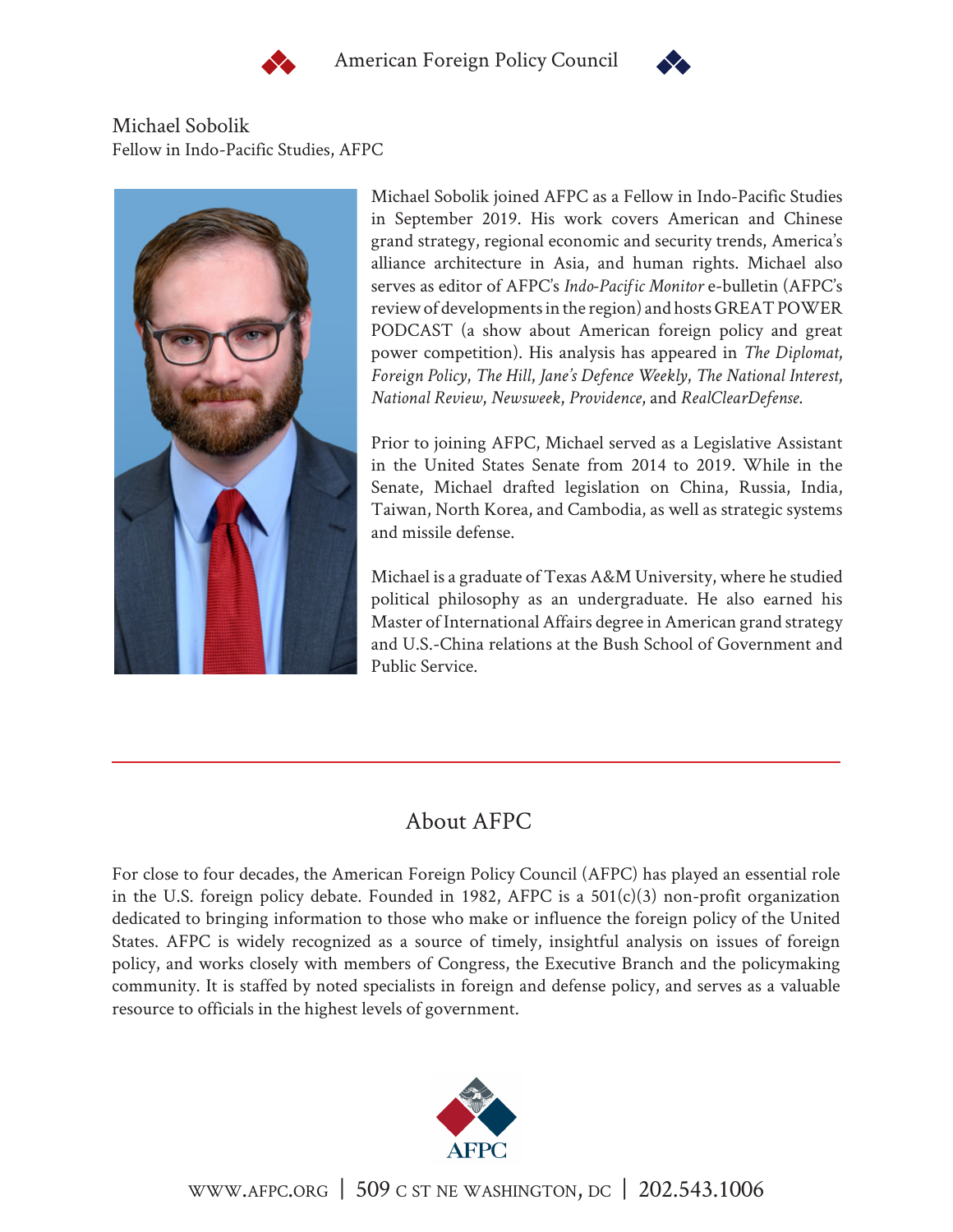American Foreign Policy Council

Michael Sobolik
Fellow in Indo-Pacific Studies, AFPC

Michael Sobolik joined AFPC as a Fellow in Indo-Pacific Studies in September 2019. His work covers American and Chinese grand strategy, regional economic and security trends, America's alliance architecture in Asia, and human rights. Michael also serves as editor of AFPC's *Indo-Pacific Monitor* e-bulletin (AFPC's review of developments in the region) and hosts GREAT POWER PODCAST (a show about American foreign policy and great power competition). His analysis has appeared in *The Diplomat*, *Foreign Policy*, *The Hill*, *Jane's Defence Weekly*, *The National Interest*, *National Review*, *Newsweek*, *Providence*, and *RealClearDefense.*

Prior to joining AFPC, Michael served as a Legislative Assistant in the United States Senate from 2014 to 2019. While in the Senate, Michael drafted legislation on China, Russia, India, Taiwan, North Korea, and Cambodia, as well as strategic systems and missile defense.

Michael is a graduate of Texas A&M University, where he studied political philosophy as an undergraduate. He also earned his Master of International Affairs degree in American grand strategy and U.S.-China relations at the Bush School of Government and Public Service.

## About AFPC

For close to four decades, the American Foreign Policy Council (AFPC) has played an essential role in the U.S. foreign policy debate. Founded in 1982, AFPC is a 501(c)(3) non-profit organization dedicated to bringing information to those who make or influence the foreign policy of the United States. AFPC is widely recognized as a source of timely, insightful analysis on issues of foreign policy, and works closely with members of Congress, the Executive Branch and the policymaking community. It is staffed by noted specialists in foreign and defense policy, and serves as a valuable resource to officials in the highest levels of government.

AFPC

WWW.AFPC.ORG | 509 C ST NE WASHINGTON, DC | 202.543.1006